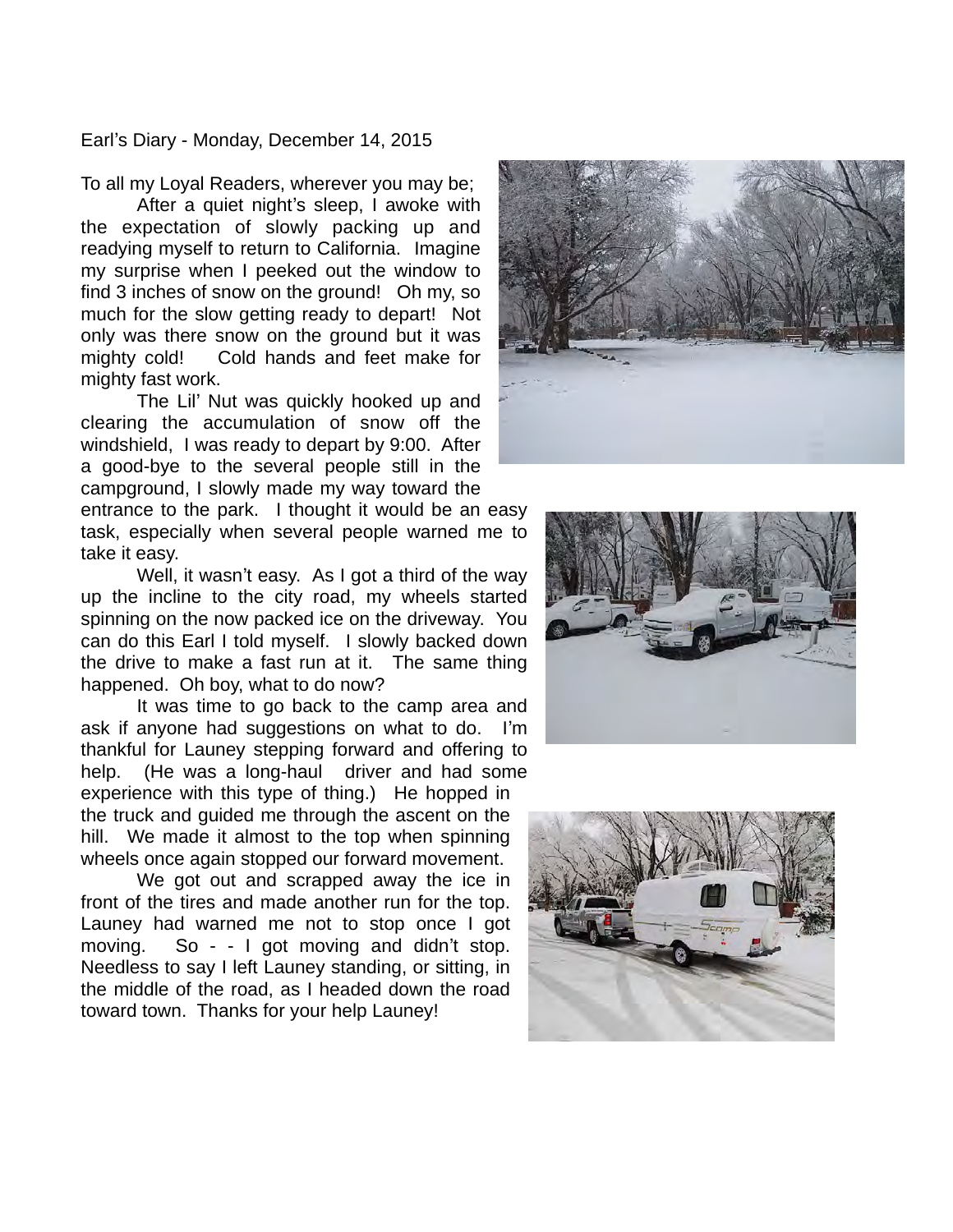Earl's Diary - Monday, December 14, 2015

To all my Loyal Readers, wherever you may be;

After a quiet night's sleep, I awoke with the expectation of slowly packing up and readying myself to return to California. Imagine my surprise when I peeked out the window to find 3 inches of snow on the ground! Oh my, so much for the slow getting ready to depart! Not only was there snow on the ground but it was mighty cold! Cold hands and feet make for mighty fast work.

The Lil' Nut was quickly hooked up and clearing the accumulation of snow off the windshield, I was ready to depart by 9:00. After a good-bye to the several people still in the campground, I slowly made my way toward the entrance to the park. I thought it would be an easy task, especially when several people warned me to take it easy.

Well, it wasn't easy. As I got a third of the way up the incline to the city road, my wheels started spinning on the now packed ice on the driveway. You can do this Earl I told myself. I slowly backed down the drive to make a fast run at it. The same thing happened. Oh boy, what to do now?

It was time to go back to the camp area and ask if anyone had suggestions on what to do. I'm thankful for Launey stepping forward and offering to help. (He was a long-haul driver and had some experience with this type of thing.) He hopped in the truck and guided me through the ascent on the hill. We made it almost to the top when spinning wheels once again stopped our forward movement.

We got out and scrapped away the ice in front of the tires and made another run for the top. Launey had warned me not to stop once I got moving. So - - I got moving and didn't stop. Needless to say I left Launey standing, or sitting, in the middle of the road, as I headed down the road toward town. Thanks for your help Launey!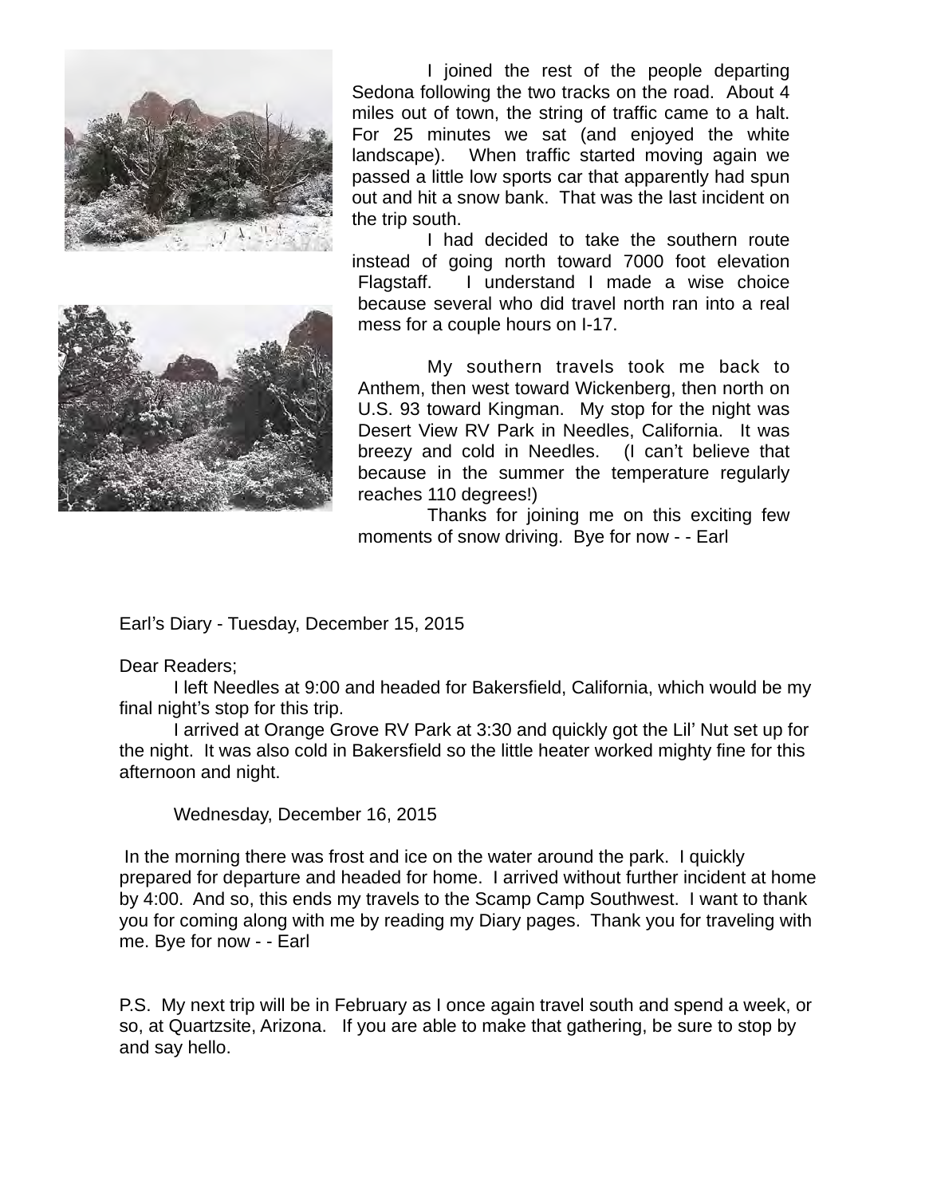I joined the rest of the people departing Sedona following the two tracks on the road. About 4 miles out of town, the string of traffic came to a halt. For 25 minutes we sat (and enjoyed the white landscape). When traffic started moving again we passed a little low sports car that apparently had spun out and hit a snow bank. That was the last incident on the trip south.

I had decided to take the southern route instead of going north toward 7000 foot elevation Flagstaff. I understand I made a wise choice because several who did travel north ran into a real mess for a couple hours on I-17.

My southern travels took me back to Anthem, then west toward Wickenberg, then north on U.S. 93 toward Kingman. My stop for the night was Desert View RV Park in Needles, California. It was breezy and cold in Needles. (I can't believe that because in the summer the temperature regularly reaches 110 degrees!)

Thanks for joining me on this exciting few moments of snow driving. Bye for now - - Earl

Earl's Diary - Tuesday, December 15, 2015

Dear Readers;

I left Needles at 9:00 and headed for Bakersfield, California, which would be my final night's stop for this trip.

I arrived at Orange Grove RV Park at 3:30 and quickly got the Lil' Nut set up for the night. It was also cold in Bakersfield so the little heater worked mighty fine for this afternoon and night.

Wednesday, December 16, 2015

In the morning there was frost and ice on the water around the park. I quickly prepared for departure and headed for home. I arrived without further incident at home by 4:00. And so, this ends my travels to the Scamp Camp Southwest. I want to thank you for coming along with me by reading my Diary pages. Thank you for traveling with me. Bye for now - - Earl

P.S. My next trip will be in February as I once again travel south and spend a week, or so, at Quartzsite, Arizona. If you are able to make that gathering, be sure to stop by and say hello.